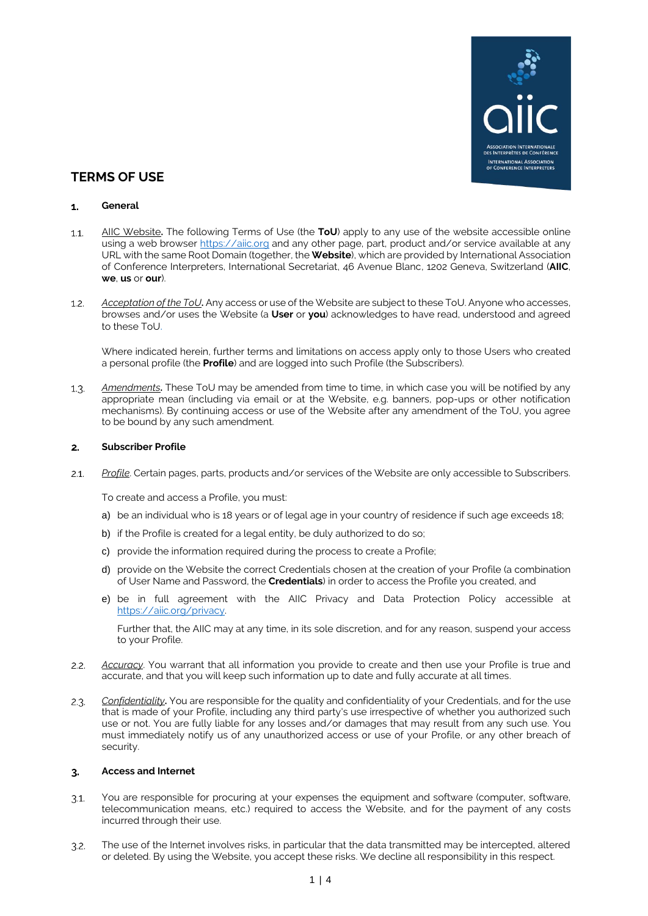# TERMS OF USE

## 1. General

1.1. AIIC Website**.** The following Terms of Use (the **ToU**) apply to any use of the website accessible online using a web browser https://aiic.org and any other page, part, product and/or service available at any URL with the same Root Domain (together, the **Website**), which are provided by International Association of Conference Interpreters, International Secretariat, 46 Avenue Blanc, 1202 Geneva, Switzerland (**AIIC**, **we**, **us** or **our**).

1.2. *Acceptation of the ToU***.** Any access or use of the Website are subject to these ToU. Anyone who accesses, browses and/or uses the Website (a **User** or **you**) acknowledges to have read, understood and agreed to these ToU.

Where indicated herein, further terms and limitations on access apply only to those Users who created a personal profile (the **Profile**) and are logged into such Profile (the Subscribers).

1.3. *Amendments***.** These ToU may be amended from time to time, in which case you will be notified by any appropriate mean (including via email or at the Website, e.g. banners, pop-ups or other notification mechanisms). By continuing access or use of the Website after any amendment of the ToU, you agree to be bound by any such amendment.

## 2. Subscriber Profile

2.1. *Profile*. Certain pages, parts, products and/or services of the Website are only accessible to Subscribers.

To create and access a Profile, you must:

a) be an individual who is 18 years or of legal age in your country of residence if such age exceeds 18;

b) if the Profile is created for a legal entity, be duly authorized to do so;

c) provide the information required during the process to create a Profile;

d) provide on the Website the correct Credentials chosen at the creation of your Profile (a combination of User Name and Password, the **Credentials**) in order to access the Profile you created, and

e) be in full agreement with the AIIC Privacy and Data Protection Policy accessible at https://aiic.org/privacy.

Further that, the AIIC may at any time, in its sole discretion, and for any reason, suspend your access to your Profile.

2.2. *Accuracy*. You warrant that all information you provide to create and then use your Profile is true and accurate, and that you will keep such information up to date and fully accurate at all times.

2.3. *Confidentiality***.** You are responsible for the quality and confidentiality of your Credentials, and for the use that is made of your Profile, including any third party's use irrespective of whether you authorized such use or not. You are fully liable for any losses and/or damages that may result from any such use. You must immediately notify us of any unauthorized access or use of your Profile, or any other breach of security.

## 3. Access and Internet

3.1. You are responsible for procuring at your expenses the equipment and software (computer, software, telecommunication means, etc.) required to access the Website, and for the payment of any costs incurred through their use.

3.2. The use of the Internet involves risks, in particular that the data transmitted may be intercepted, altered or deleted. By using the Website, you accept these risks. We decline all responsibility in this respect.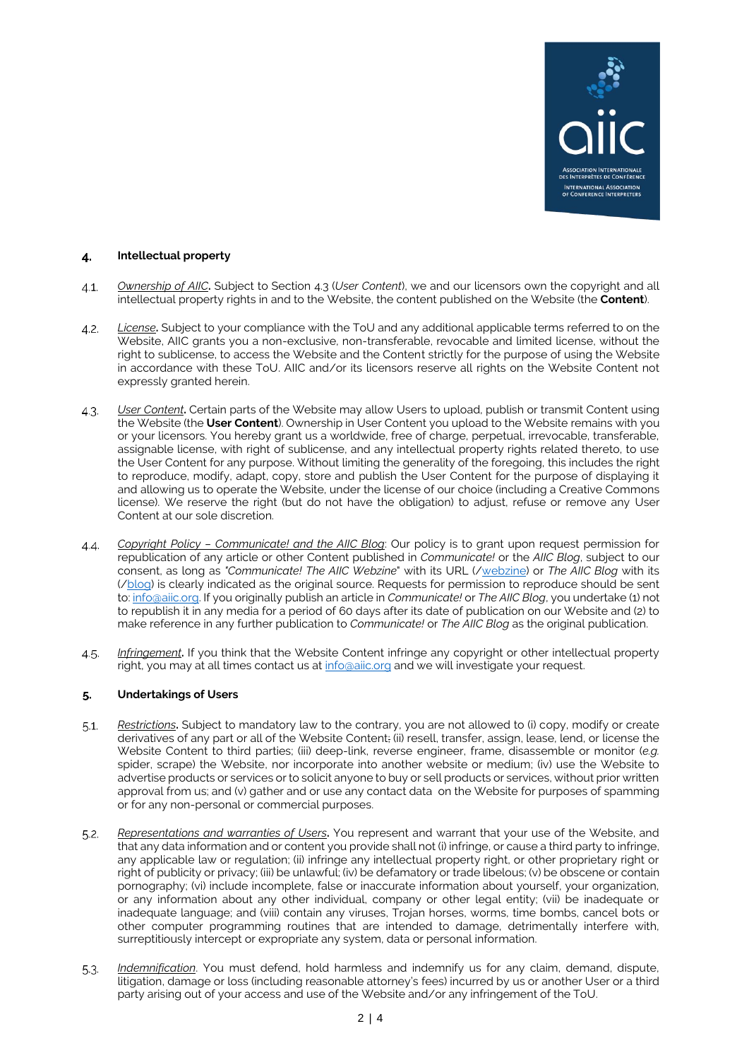## 4. Intellectual property

4.1. *Ownership of AIIC*. Subject to Section 4.3 (*User Content*), we and our licensors own the copyright and all intellectual property rights in and to the Website, the content published on the Website (the **Content**).

4.2. *License*. Subject to your compliance with the ToU and any additional applicable terms referred to on the Website, AIIC grants you a non-exclusive, non-transferable, revocable and limited license, without the right to sublicense, to access the Website and the Content strictly for the purpose of using the Website in accordance with these ToU. AIIC and/or its licensors reserve all rights on the Website Content not expressly granted herein.

4.3. *User Content*. Certain parts of the Website may allow Users to upload, publish or transmit Content using the Website (the **User Content**). Ownership in User Content you upload to the Website remains with you or your licensors. You hereby grant us a worldwide, free of charge, perpetual, irrevocable, transferable, assignable license, with right of sublicense, and any intellectual property rights related thereto, to use the User Content for any purpose. Without limiting the generality of the foregoing, this includes the right to reproduce, modify, adapt, copy, store and publish the User Content for the purpose of displaying it and allowing us to operate the Website, under the license of our choice (including a Creative Commons license). We reserve the right (but do not have the obligation) to adjust, refuse or remove any User Content at our sole discretion.

4.4. *Copyright Policy – Communicate! and the AIIC Blog*: Our policy is to grant upon request permission for republication of any article or other Content published in *Communicate!* or the *AIIC Blog*, subject to our consent, as long as "*Communicate! The AIIC Webzine*" with its URL (/webzine) or *The AIIC Blog* with its (/blog) is clearly indicated as the original source. Requests for permission to reproduce should be sent to: info@aiic.org. If you originally publish an article in *Communicate!* or *The AIIC Blog*, you undertake (1) not to republish it in any media for a period of 60 days after its date of publication on our Website and (2) to make reference in any further publication to *Communicate!* or *The AIIC Blog* as the original publication.

4.5. *Infringement*. If you think that the Website Content infringe any copyright or other intellectual property right, you may at all times contact us at info@aiic.org and we will investigate your request.

## 5. Undertakings of Users

5.1. *Restrictions*. Subject to mandatory law to the contrary, you are not allowed to (i) copy, modify or create derivatives of any part or all of the Website Content; (ii) resell, transfer, assign, lease, lend, or license the Website Content to third parties; (iii) deep-link, reverse engineer, frame, disassemble or monitor (*e.g.* spider, scrape) the Website, nor incorporate into another website or medium; (iv) use the Website to advertise products or services or to solicit anyone to buy or sell products or services, without prior written approval from us; and (v) gather and or use any contact data on the Website for purposes of spamming or for any non-personal or commercial purposes.

5.2. *Representations and warranties of Users*. You represent and warrant that your use of the Website, and that any data information and or content you provide shall not (i) infringe, or cause a third party to infringe, any applicable law or regulation; (ii) infringe any intellectual property right, or other proprietary right or right of publicity or privacy; (iii) be unlawful; (iv) be defamatory or trade libelous; (v) be obscene or contain pornography; (vi) include incomplete, false or inaccurate information about yourself, your organization, or any information about any other individual, company or other legal entity; (vii) be inadequate or inadequate language; and (viii) contain any viruses, Trojan horses, worms, time bombs, cancel bots or other computer programming routines that are intended to damage, detrimentally interfere with, surreptitiously intercept or expropriate any system, data or personal information.

5.3. *Indemnification*. You must defend, hold harmless and indemnify us for any claim, demand, dispute, litigation, damage or loss (including reasonable attorney's fees) incurred by us or another User or a third party arising out of your access and use of the Website and/or any infringement of the ToU.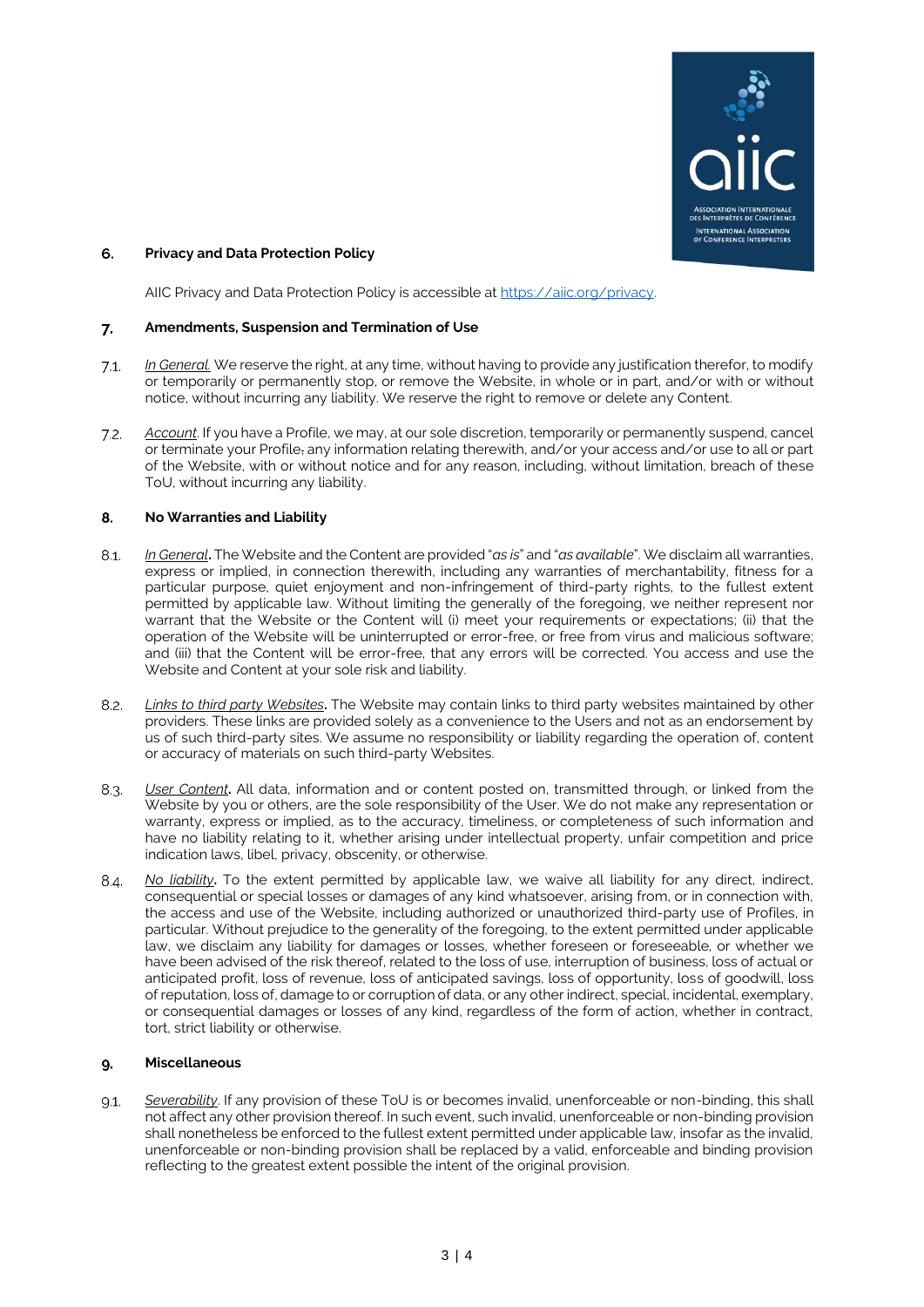## 6. Privacy and Data Protection Policy

AIIC Privacy and Data Protection Policy is accessible at https://aiic.org/privacy.

## 7. Amendments, Suspension and Termination of Use

7.1. *In General.* We reserve the right, at any time, without having to provide any justification therefor, to modify or temporarily or permanently stop, or remove the Website, in whole or in part, and/or with or without notice, without incurring any liability. We reserve the right to remove or delete any Content.

7.2. *Account*. If you have a Profile, we may, at our sole discretion, temporarily or permanently suspend, cancel or terminate your Profile, any information relating therewith, and/or your access and/or use to all or part of the Website, with or without notice and for any reason, including, without limitation, breach of these ToU, without incurring any liability.

## 8. No Warranties and Liability

8.1. *In General***.** The Website and the Content are provided "*as is*" and "*as available*". We disclaim all warranties, express or implied, in connection therewith, including any warranties of merchantability, fitness for a particular purpose, quiet enjoyment and non-infringement of third-party rights, to the fullest extent permitted by applicable law. Without limiting the generally of the foregoing, we neither represent nor warrant that the Website or the Content will (i) meet your requirements or expectations; (ii) that the operation of the Website will be uninterrupted or error-free, or free from virus and malicious software; and (iii) that the Content will be error-free, that any errors will be corrected. You access and use the Website and Content at your sole risk and liability.

8.2. *Links to third party Websites***.** The Website may contain links to third party websites maintained by other providers. These links are provided solely as a convenience to the Users and not as an endorsement by us of such third-party sites. We assume no responsibility or liability regarding the operation of, content or accuracy of materials on such third-party Websites.

8.3. *User Content***.** All data, information and or content posted on, transmitted through, or linked from the Website by you or others, are the sole responsibility of the User. We do not make any representation or warranty, express or implied, as to the accuracy, timeliness, or completeness of such information and have no liability relating to it, whether arising under intellectual property, unfair competition and price indication laws, libel, privacy, obscenity, or otherwise.

8.4. *No liability***.** To the extent permitted by applicable law, we waive all liability for any direct, indirect, consequential or special losses or damages of any kind whatsoever, arising from, or in connection with, the access and use of the Website, including authorized or unauthorized third-party use of Profiles, in particular. Without prejudice to the generality of the foregoing, to the extent permitted under applicable law, we disclaim any liability for damages or losses, whether foreseen or foreseeable, or whether we have been advised of the risk thereof, related to the loss of use, interruption of business, loss of actual or anticipated profit, loss of revenue, loss of anticipated savings, loss of opportunity, loss of goodwill, loss of reputation, loss of, damage to or corruption of data, or any other indirect, special, incidental, exemplary, or consequential damages or losses of any kind, regardless of the form of action, whether in contract, tort, strict liability or otherwise.

## 9. Miscellaneous

9.1. *Severability*. If any provision of these ToU is or becomes invalid, unenforceable or non-binding, this shall not affect any other provision thereof. In such event, such invalid, unenforceable or non-binding provision shall nonetheless be enforced to the fullest extent permitted under applicable law, insofar as the invalid, unenforceable or non-binding provision shall be replaced by a valid, enforceable and binding provision reflecting to the greatest extent possible the intent of the original provision.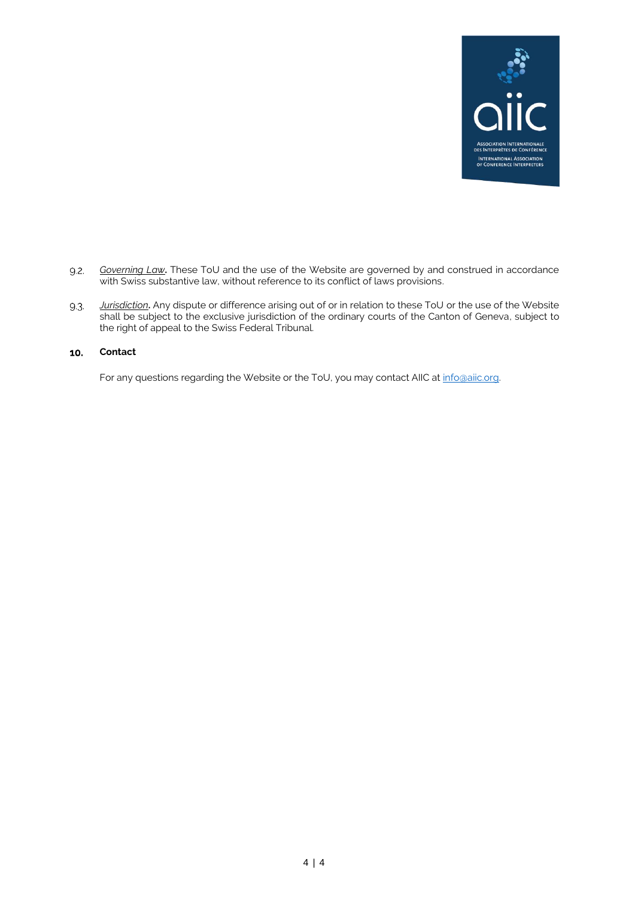9.2. *Governing Law***.** These ToU and the use of the Website are governed by and construed in accordance with Swiss substantive law, without reference to its conflict of laws provisions.

9.3. *Jurisdiction***.** Any dispute or difference arising out of or in relation to these ToU or the use of the Website shall be subject to the exclusive jurisdiction of the ordinary courts of the Canton of Geneva, subject to the right of appeal to the Swiss Federal Tribunal.

## 10. Contact

For any questions regarding the Website or the ToU, you may contact AIIC at info@aiic.org.